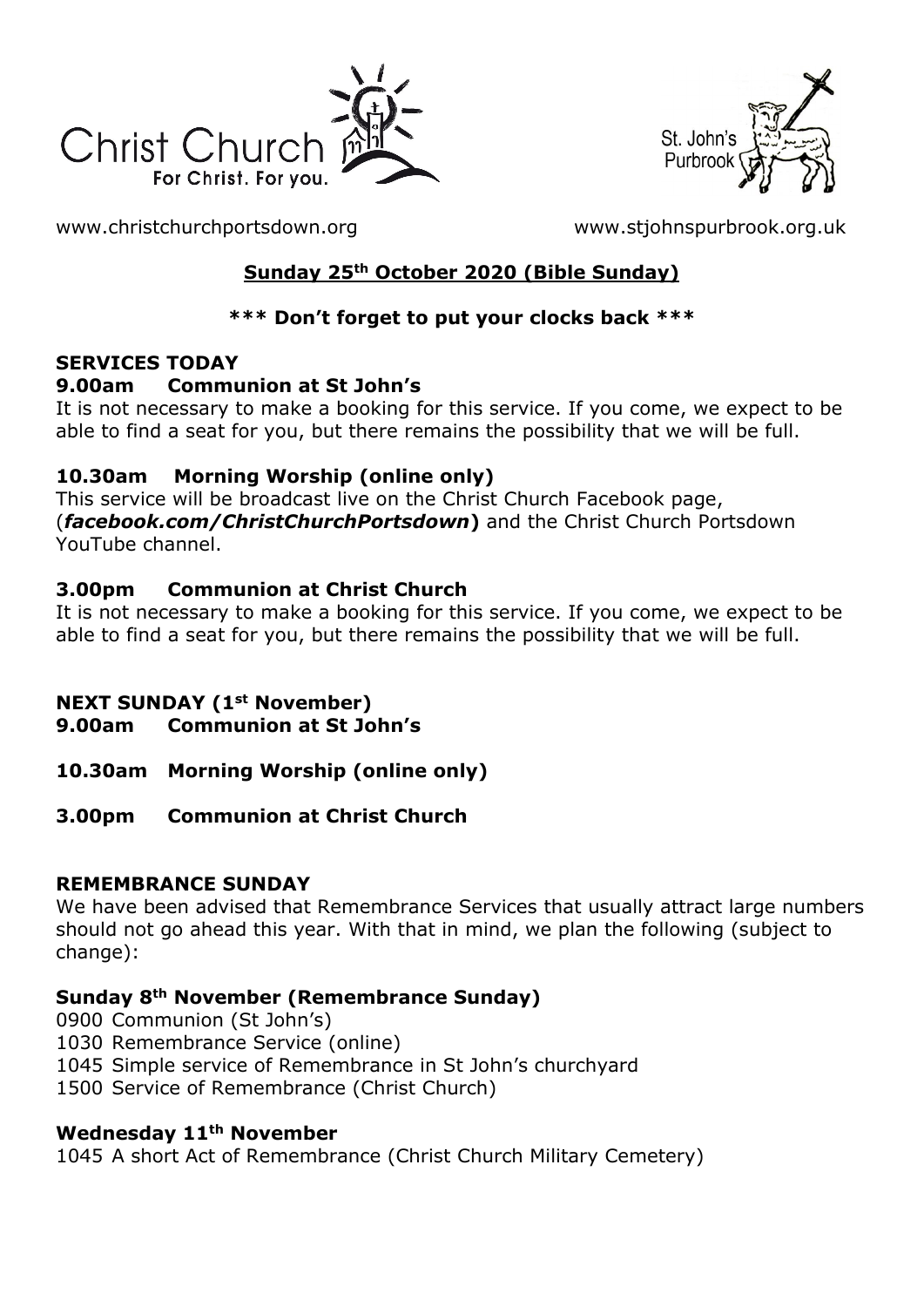Christ Church
For Christ. For you.

St. John's Purbrook

www.christchurchportsdown.org www.stjohnspurbrook.org.uk

## Sunday 25th October 2020 (Bible Sunday)

**\*\*\* Don't forget to put your clocks back \*\*\***

### SERVICES TODAY

**9.00am Communion at St John's**

It is not necessary to make a booking for this service. If you come, we expect to be able to find a seat for you, but there remains the possibility that we will be full.

**10.30am Morning Worship (online only)**

This service will be broadcast live on the Christ Church Facebook page, (***facebook.com/ChristChurchPortsdown***) and the Christ Church Portsdown YouTube channel.

**3.00pm Communion at Christ Church**

It is not necessary to make a booking for this service. If you come, we expect to be able to find a seat for you, but there remains the possibility that we will be full.

### NEXT SUNDAY (1st November)

**9.00am Communion at St John's**

**10.30am Morning Worship (online only)**

**3.00pm Communion at Christ Church**

### REMEMBRANCE SUNDAY

We have been advised that Remembrance Services that usually attract large numbers should not go ahead this year. With that in mind, we plan the following (subject to change):

**Sunday 8th November (Remembrance Sunday)**

0900 Communion (St John's)
1030 Remembrance Service (online)
1045 Simple service of Remembrance in St John's churchyard
1500 Service of Remembrance (Christ Church)

**Wednesday 11th November**

1045 A short Act of Remembrance (Christ Church Military Cemetery)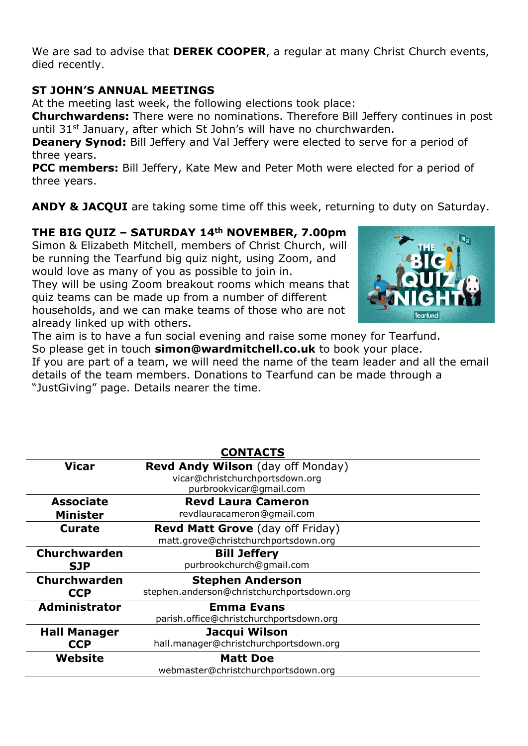We are sad to advise that **DEREK COOPER**, a regular at many Christ Church events, died recently.

**ST JOHN'S ANNUAL MEETINGS**

At the meeting last week, the following elections took place:

**Churchwardens:** There were no nominations. Therefore Bill Jeffery continues in post until 31st January, after which St John's will have no churchwarden.

**Deanery Synod:** Bill Jeffery and Val Jeffery were elected to serve for a period of three years.

**PCC members:** Bill Jeffery, Kate Mew and Peter Moth were elected for a period of three years.

**ANDY & JACQUI** are taking some time off this week, returning to duty on Saturday.

**THE BIG QUIZ – SATURDAY 14th NOVEMBER, 7.00pm**

Simon & Elizabeth Mitchell, members of Christ Church, will be running the Tearfund big quiz night, using Zoom, and would love as many of you as possible to join in.

They will be using Zoom breakout rooms which means that quiz teams can be made up from a number of different households, and we can make teams of those who are not already linked up with others.

The aim is to have a fun social evening and raise some money for Tearfund.

So please get in touch **simon@wardmitchell.co.uk** to book your place.

If you are part of a team, we will need the name of the team leader and all the email details of the team members. Donations to Tearfund can be made through a "JustGiving" page. Details nearer the time.

**CONTACTS**

| Role | Contact |
|---|---|
| **Vicar** | **Revd Andy Wilson** (day off Monday) vicar@christchurchportsdown.org purbrookvicar@gmail.com |
| **Associate Minister** | **Revd Laura Cameron** revdlauracameron@gmail.com |
| **Curate** | **Revd Matt Grove** (day off Friday) matt.grove@christchurchportsdown.org |
| **Churchwarden SJP** | **Bill Jeffery** purbrookchurch@gmail.com |
| **Churchwarden CCP** | **Stephen Anderson** stephen.anderson@christchurchportsdown.org |
| **Administrator** | **Emma Evans** parish.office@christchurchportsdown.org |
| **Hall Manager CCP** | **Jacqui Wilson** hall.manager@christchurchportsdown.org |
| **Website** | **Matt Doe** webmaster@christchurchportsdown.org |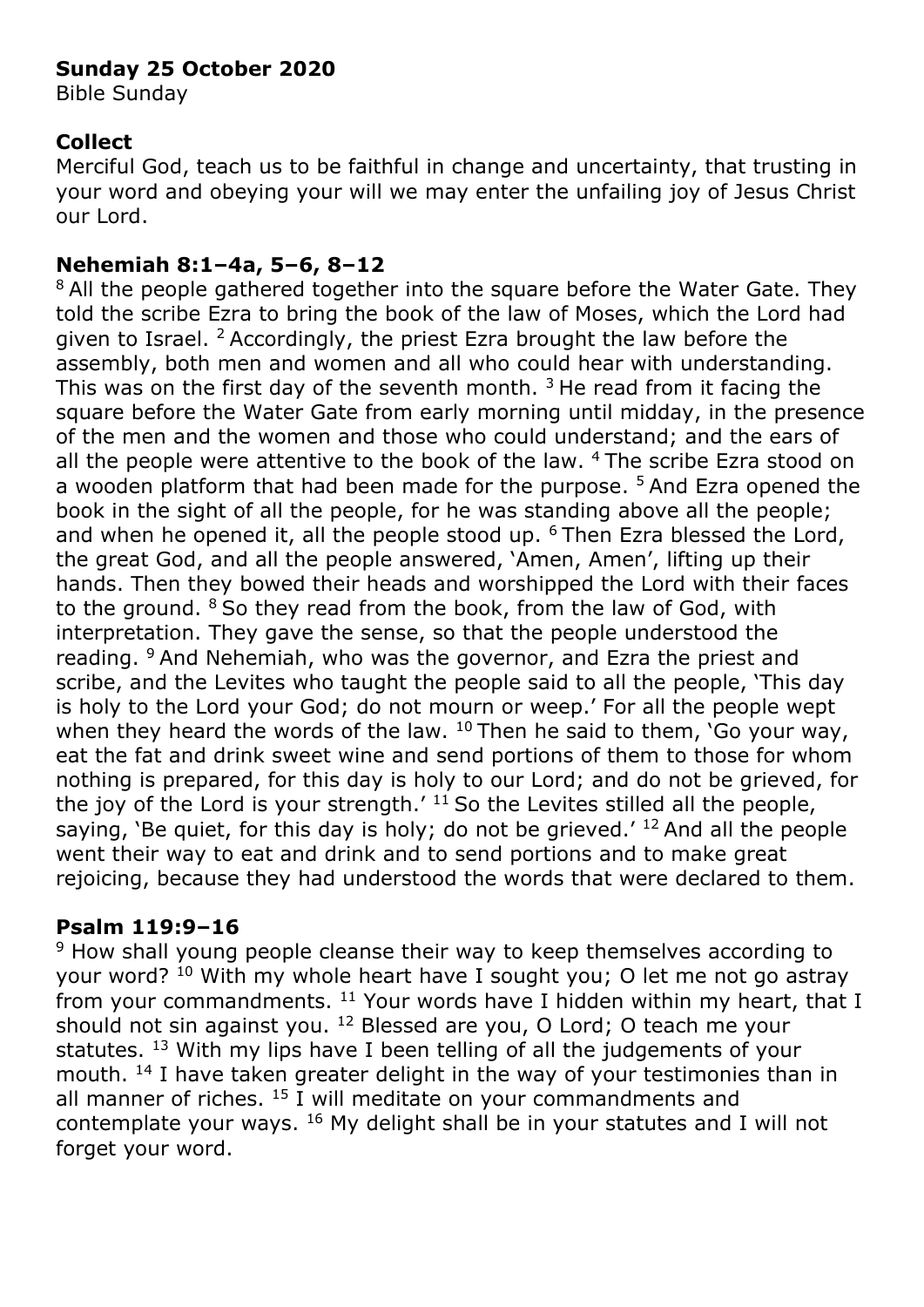**Sunday 25 October 2020**
Bible Sunday

**Collect**
Merciful God, teach us to be faithful in change and uncertainty, that trusting in your word and obeying your will we may enter the unfailing joy of Jesus Christ our Lord.

**Nehemiah 8:1–4a, 5–6, 8–12**
[8] All the people gathered together into the square before the Water Gate. They told the scribe Ezra to bring the book of the law of Moses, which the Lord had given to Israel. [2] Accordingly, the priest Ezra brought the law before the assembly, both men and women and all who could hear with understanding. This was on the first day of the seventh month. [3] He read from it facing the square before the Water Gate from early morning until midday, in the presence of the men and the women and those who could understand; and the ears of all the people were attentive to the book of the law. [4] The scribe Ezra stood on a wooden platform that had been made for the purpose. [5] And Ezra opened the book in the sight of all the people, for he was standing above all the people; and when he opened it, all the people stood up. [6] Then Ezra blessed the Lord, the great God, and all the people answered, 'Amen, Amen', lifting up their hands. Then they bowed their heads and worshipped the Lord with their faces to the ground. [8] So they read from the book, from the law of God, with interpretation. They gave the sense, so that the people understood the reading. [9] And Nehemiah, who was the governor, and Ezra the priest and scribe, and the Levites who taught the people said to all the people, 'This day is holy to the Lord your God; do not mourn or weep.' For all the people wept when they heard the words of the law. [10] Then he said to them, 'Go your way, eat the fat and drink sweet wine and send portions of them to those for whom nothing is prepared, for this day is holy to our Lord; and do not be grieved, for the joy of the Lord is your strength.' [11] So the Levites stilled all the people, saying, 'Be quiet, for this day is holy; do not be grieved.' [12] And all the people went their way to eat and drink and to send portions and to make great rejoicing, because they had understood the words that were declared to them.

**Psalm 119:9–16**
[9] How shall young people cleanse their way to keep themselves according to your word? [10] With my whole heart have I sought you; O let me not go astray from your commandments. [11] Your words have I hidden within my heart, that I should not sin against you. [12] Blessed are you, O Lord; O teach me your statutes. [13] With my lips have I been telling of all the judgements of your mouth. [14] I have taken greater delight in the way of your testimonies than in all manner of riches. [15] I will meditate on your commandments and contemplate your ways. [16] My delight shall be in your statutes and I will not forget your word.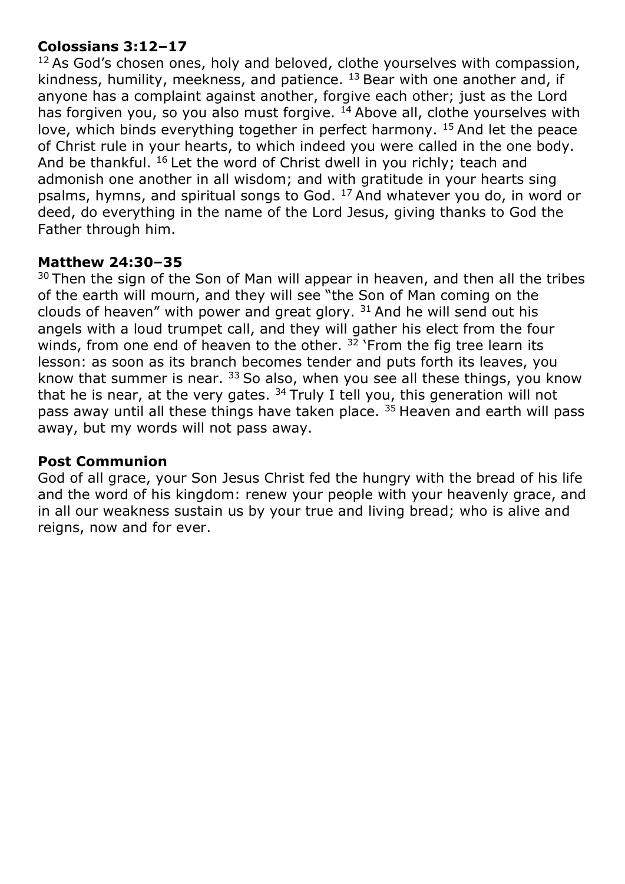**Colossians 3:12–17**

[12] As God's chosen ones, holy and beloved, clothe yourselves with compassion, kindness, humility, meekness, and patience. [13] Bear with one another and, if anyone has a complaint against another, forgive each other; just as the Lord has forgiven you, so you also must forgive. [14] Above all, clothe yourselves with love, which binds everything together in perfect harmony. [15] And let the peace of Christ rule in your hearts, to which indeed you were called in the one body. And be thankful. [16] Let the word of Christ dwell in you richly; teach and admonish one another in all wisdom; and with gratitude in your hearts sing psalms, hymns, and spiritual songs to God. [17] And whatever you do, in word or deed, do everything in the name of the Lord Jesus, giving thanks to God the Father through him.

**Matthew 24:30–35**

[30] Then the sign of the Son of Man will appear in heaven, and then all the tribes of the earth will mourn, and they will see "the Son of Man coming on the clouds of heaven" with power and great glory. [31] And he will send out his angels with a loud trumpet call, and they will gather his elect from the four winds, from one end of heaven to the other. [32] 'From the fig tree learn its lesson: as soon as its branch becomes tender and puts forth its leaves, you know that summer is near. [33] So also, when you see all these things, you know that he is near, at the very gates. [34] Truly I tell you, this generation will not pass away until all these things have taken place. [35] Heaven and earth will pass away, but my words will not pass away.

**Post Communion**

God of all grace, your Son Jesus Christ fed the hungry with the bread of his life and the word of his kingdom: renew your people with your heavenly grace, and in all our weakness sustain us by your true and living bread; who is alive and reigns, now and for ever.